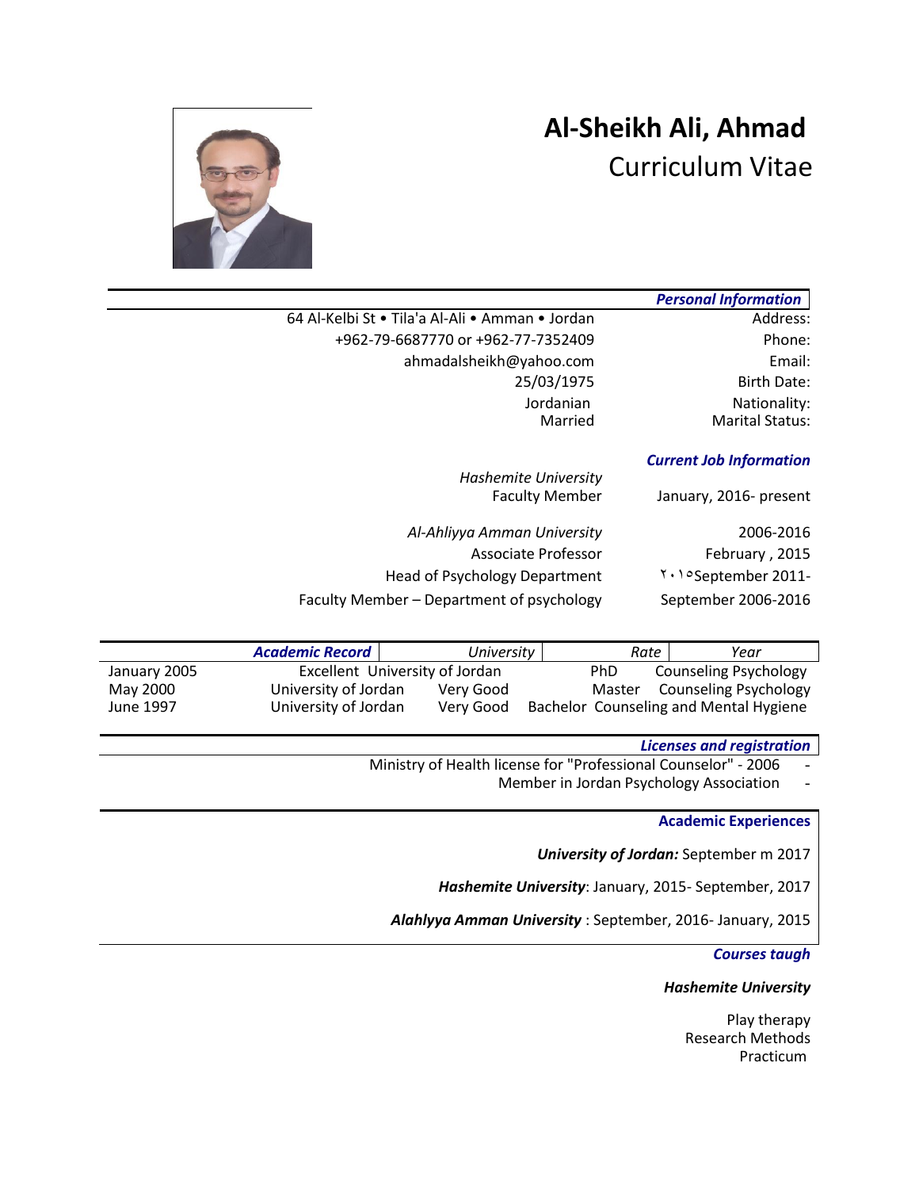# Al-Sheikh Ali, Ahmad

## Curriculum Vitae

### *Personal Information*

| | |
|---|---|
| Address: | 64 Al-Kelbi St • Tila'a Al-Ali • Amman • Jordan |
| Phone: | +962-79-6687770 or +962-77-7352409 |
| Email: | ahmadalsheikh@yahoo.com |
| Birth Date: | 25/03/1975 |
| Nationality: | Jordanian |
| Marital Status: | Married |

### *Current Job Information*

*Hashemite University*

| | |
|---|---|
| January, 2016- present | Faculty Member |

*Al-Ahliyya Amman University*

| | |
|---|---|
| 2006-2016 | |
| February , 2015 | Associate Professor |
| ٢٠١٥September 2011- | Head of Psychology Department |
| September 2006-2016 | Faculty Member – Department of psychology |

### *Academic Record*

| Year | Rate | University | |
|---|---|---|---|
| Counseling Psychology | PhD | Excellent University of Jordan | January 2005 |
| Counseling Psychology | Master | University of Jordan Very Good | May 2000 |
| Counseling and Mental Hygiene | Bachelor | University of Jordan Very Good | June 1997 |

### *Licenses and registration*

- Ministry of Health license for "Professional Counselor" - 2006
- Member in Jordan Psychology Association

### Academic Experiences

***University of Jordan:*** September m 2017

***Hashemite University***: January, 2015- September, 2017

***Alahlyya Amman University*** : September, 2016- January, 2015

### *Courses taugh*

***Hashemite University***

Play therapy
Research Methods
Practicum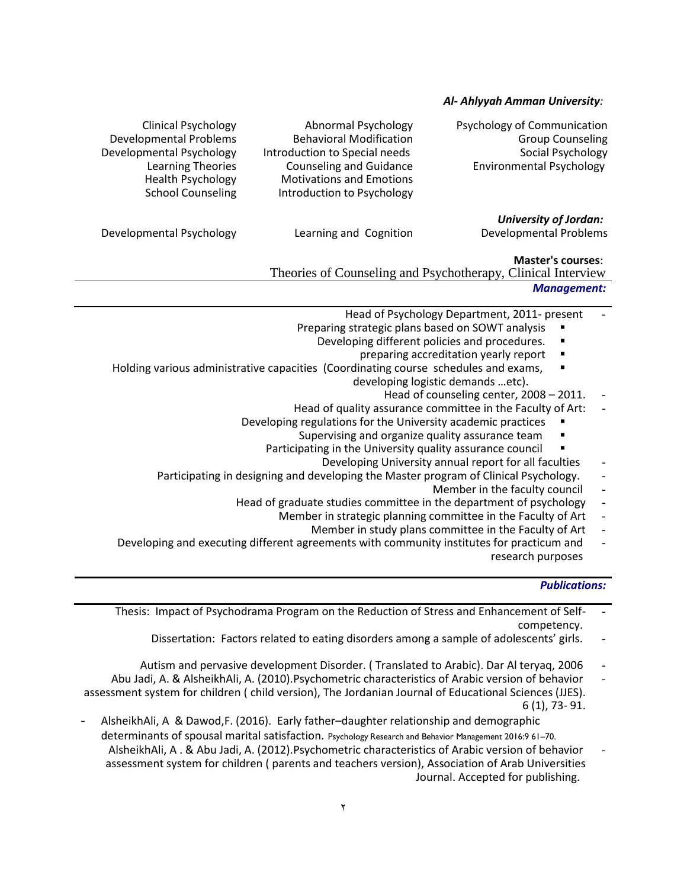***Al- Ahlyyah Amman University:***

- Psychology of Communication
- Group Counseling
- Social Psychology
- Environmental Psychology
- Abnormal Psychology
- Behavioral Modification
- Introduction to Special needs
- Counseling and Guidance
- Motivations and Emotions
- Introduction to Psychology
- Clinical Psychology
- Developmental Problems
- Developmental Psychology
- Learning Theories
- Health Psychology
- School Counseling

***University of Jordan:***

- Developmental Problems
- Learning and Cognition
- Developmental Psychology

**Master's courses**:

Theories of Counseling and Psychotherapy, Clinical Interview

## *Management:*

- Head of Psychology Department, 2011- present
  - Preparing strategic plans based on SOWT analysis
  - Developing different policies and procedures.
  - preparing accreditation yearly report
  - Holding various administrative capacities (Coordinating course schedules and exams, developing logistic demands …etc).
- Head of counseling center, 2008 – 2011.
- Head of quality assurance committee in the Faculty of Art:
  - Developing regulations for the University academic practices
  - Supervising and organize quality assurance team
  - Participating in the University quality assurance council
- Developing University annual report for all faculties
- Participating in designing and developing the Master program of Clinical Psychology.
- Member in the faculty council
- Head of graduate studies committee in the department of psychology
- Member in strategic planning committee in the Faculty of Art
- Member in study plans committee in the Faculty of Art
- Developing and executing different agreements with community institutes for practicum and research purposes

## *Publications:*

- Thesis: Impact of Psychodrama Program on the Reduction of Stress and Enhancement of Self-competency.
- Dissertation: Factors related to eating disorders among a sample of adolescents' girls.
- Autism and pervasive development Disorder. ( Translated to Arabic). Dar Al teryaq, 2006
- Abu Jadi, A. & AlsheikhAli, A. (2010).Psychometric characteristics of Arabic version of behavior assessment system for children ( child version), The Jordanian Journal of Educational Sciences (JJES). 6 (1), 73- 91.
- AlsheikhAli, A & Dawod,F. (2016). Early father–daughter relationship and demographic determinants of spousal marital satisfaction. Psychology Research and Behavior Management 2016:9 61–70.
- AlsheikhAli, A . & Abu Jadi, A. (2012).Psychometric characteristics of Arabic version of behavior assessment system for children ( parents and teachers version), Association of Arab Universities Journal. Accepted for publishing.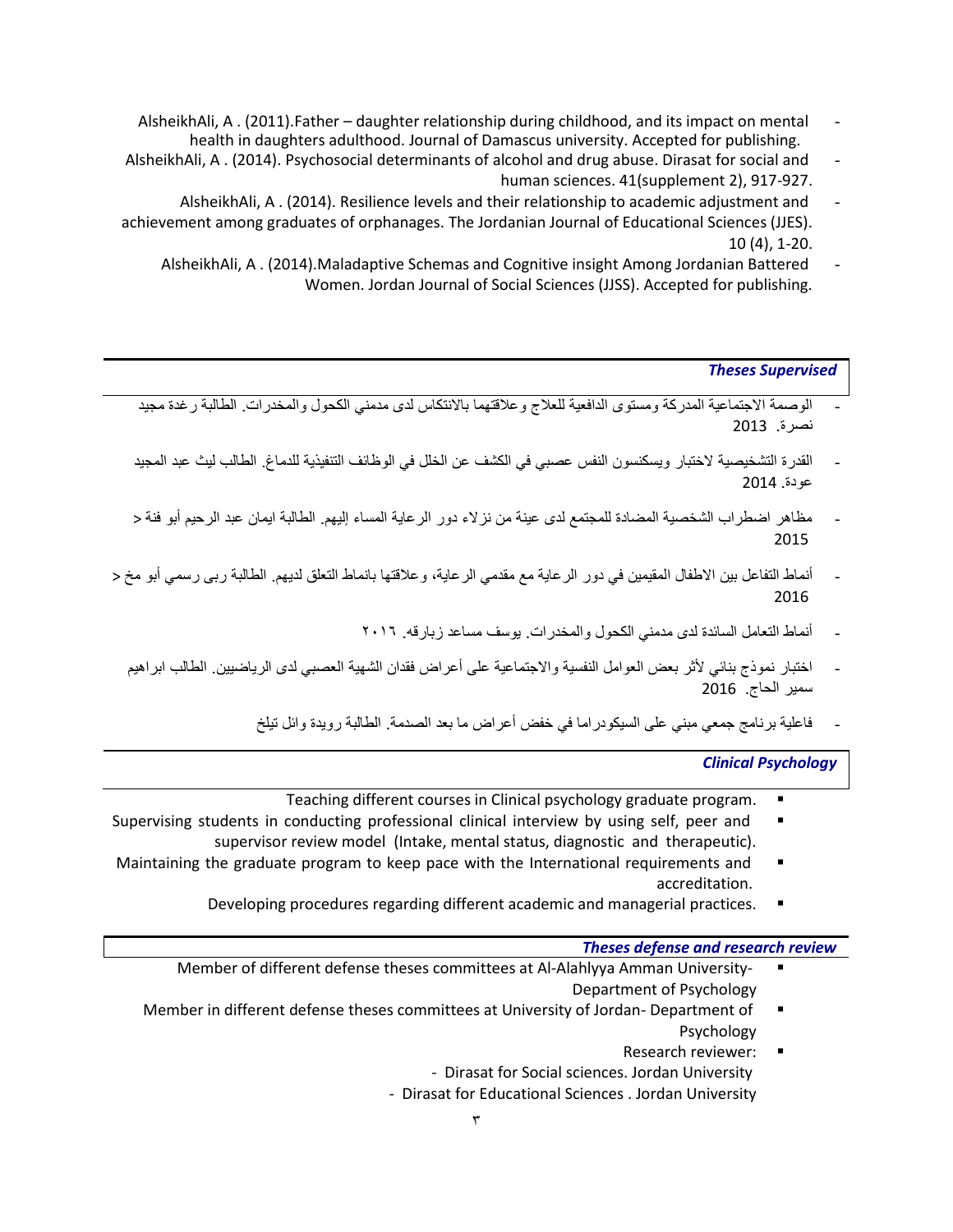- AlsheikhAli, A . (2011).Father – daughter relationship during childhood, and its impact on mental health in daughters adulthood. Journal of Damascus university. Accepted for publishing.
- AlsheikhAli, A . (2014). Psychosocial determinants of alcohol and drug abuse. Dirasat for social and human sciences. 41(supplement 2), 917-927.
- AlsheikhAli, A . (2014). Resilience levels and their relationship to academic adjustment and achievement among graduates of orphanages. The Jordanian Journal of Educational Sciences (JJES). 10 (4), 1-20.
- AlsheikhAli, A . (2014).Maladaptive Schemas and Cognitive insight Among Jordanian Battered Women. Jordan Journal of Social Sciences (JJSS). Accepted for publishing.

## *Theses Supervised*

- الوصمة الاجتماعية المدركة ومستوى الدافعية للعلاج وعلاقتهما بالانتكاس لدى مدمني الكحول والمخدرات. الطالبة رغدة مجيد نصرة. 2013
- القدرة التشخيصية لاختبار ويسكنسون النفس عصبي في الكشف عن الخلل في الوظائف التنفيذية للدماغ. الطالب ليث عبد المجيد عودة. 2014
- مظاهر اضطراب الشخصية المضادة للمجتمع لدى عينة من نزلاء دور الرعاية المساء إليهم. الطالبة ايمان عبد الرحيم أبو فنة < 2015
- أنماط التفاعل بين الاطفال المقيمين في دور الرعاية مع مقدمي الرعاية، وعلاقتها بانماط التعلق لديهم. الطالبة ربى رسمي أبو مخ < 2016
- أنماط التعامل السائدة لدى مدمني الكحول والمخدرات. يوسف مساعد زبارقه. ٢٠١٦
- اختبار نموذج بنائي لأثر بعض العوامل النفسية والاجتماعية على أعراض فقدان الشهية العصبي لدى الرياضيين. الطالب ابراهيم سمير الحاج. 2016
- فاعلية برنامج جمعي مبني على السيكودراما في خفض أعراض ما بعد الصدمة. الطالبة رويدة وائل تيلخ

## *Clinical Psychology*

- Teaching different courses in Clinical psychology graduate program.
- Supervising students in conducting professional clinical interview by using self, peer and supervisor review model (Intake, mental status, diagnostic and therapeutic).
- Maintaining the graduate program to keep pace with the International requirements and accreditation.
- Developing procedures regarding different academic and managerial practices.

## *Theses defense and research review*

- Member of different defense theses committees at Al-Alahlyya Amman University- Department of Psychology
- Member in different defense theses committees at University of Jordan- Department of Psychology
- Research reviewer:
  - Dirasat for Social sciences. Jordan University
  - Dirasat for Educational Sciences . Jordan University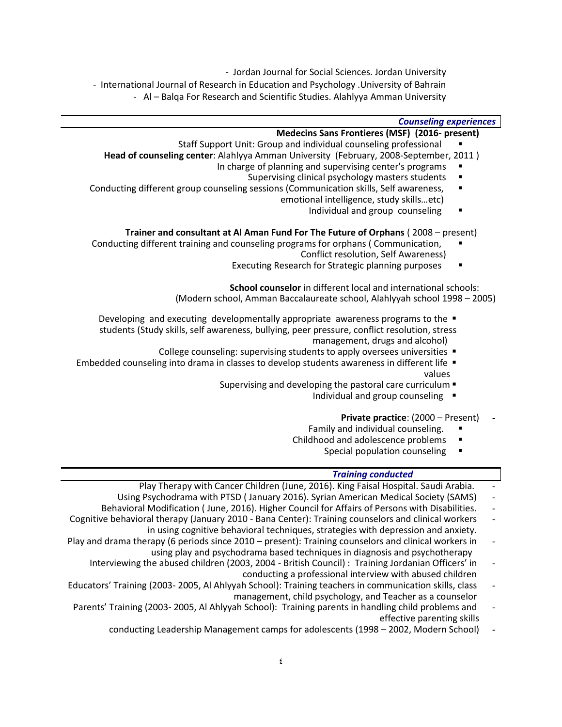- Jordan Journal for Social Sciences. Jordan University
- International Journal of Research in Education and Psychology .University of Bahrain
- Al – Balqa For Research and Scientific Studies. Alahlyya Amman University

## *Counseling experiences*

**Medecins Sans Frontieres (MSF) (2016- present)**

- Staff Support Unit: Group and individual counseling professional

**Head of counseling center**: Alahlyya Amman University (February, 2008-September, 2011 )

- In charge of planning and supervising center's programs
- Supervising clinical psychology masters students
- Conducting different group counseling sessions (Communication skills, Self awareness, emotional intelligence, study skills…etc)
- Individual and group counseling

**Trainer and consultant at Al Aman Fund For The Future of Orphans** ( 2008 – present)

- Conducting different training and counseling programs for orphans ( Communication, Conflict resolution, Self Awareness)
- Executing Research for Strategic planning purposes

**School counselor** in different local and international schools:
(Modern school, Amman Baccalaureate school, Alahlyyah school 1998 – 2005)

- Developing and executing developmentally appropriate awareness programs to the students (Study skills, self awareness, bullying, peer pressure, conflict resolution, stress management, drugs and alcohol)
- College counseling: supervising students to apply oversees universities
- Embedded counseling into drama in classes to develop students awareness in different life values
- Supervising and developing the pastoral care curriculum
- Individual and group counseling

- **Private practice**: (2000 – Present)
  - Family and individual counseling.
  - Childhood and adolescence problems
  - Special population counseling

## *Training conducted*

- Play Therapy with Cancer Children (June, 2016). King Faisal Hospital. Saudi Arabia.
- Using Psychodrama with PTSD ( January 2016). Syrian American Medical Society (SAMS)
- Behavioral Modification ( June, 2016). Higher Council for Affairs of Persons with Disabilities.
- Cognitive behavioral therapy (January 2010 - Bana Center): Training counselors and clinical workers in using cognitive behavioral techniques, strategies with depression and anxiety.
- Play and drama therapy (6 periods since 2010 – present): Training counselors and clinical workers in using play and psychodrama based techniques in diagnosis and psychotherapy
- Interviewing the abused children (2003, 2004 - British Council) : Training Jordanian Officers' in conducting a professional interview with abused children
- Educators' Training (2003- 2005, Al Ahlyyah School): Training teachers in communication skills, class management, child psychology, and Teacher as a counselor
- Parents' Training (2003- 2005, Al Ahlyyah School): Training parents in handling child problems and effective parenting skills
- conducting Leadership Management camps for adolescents (1998 – 2002, Modern School)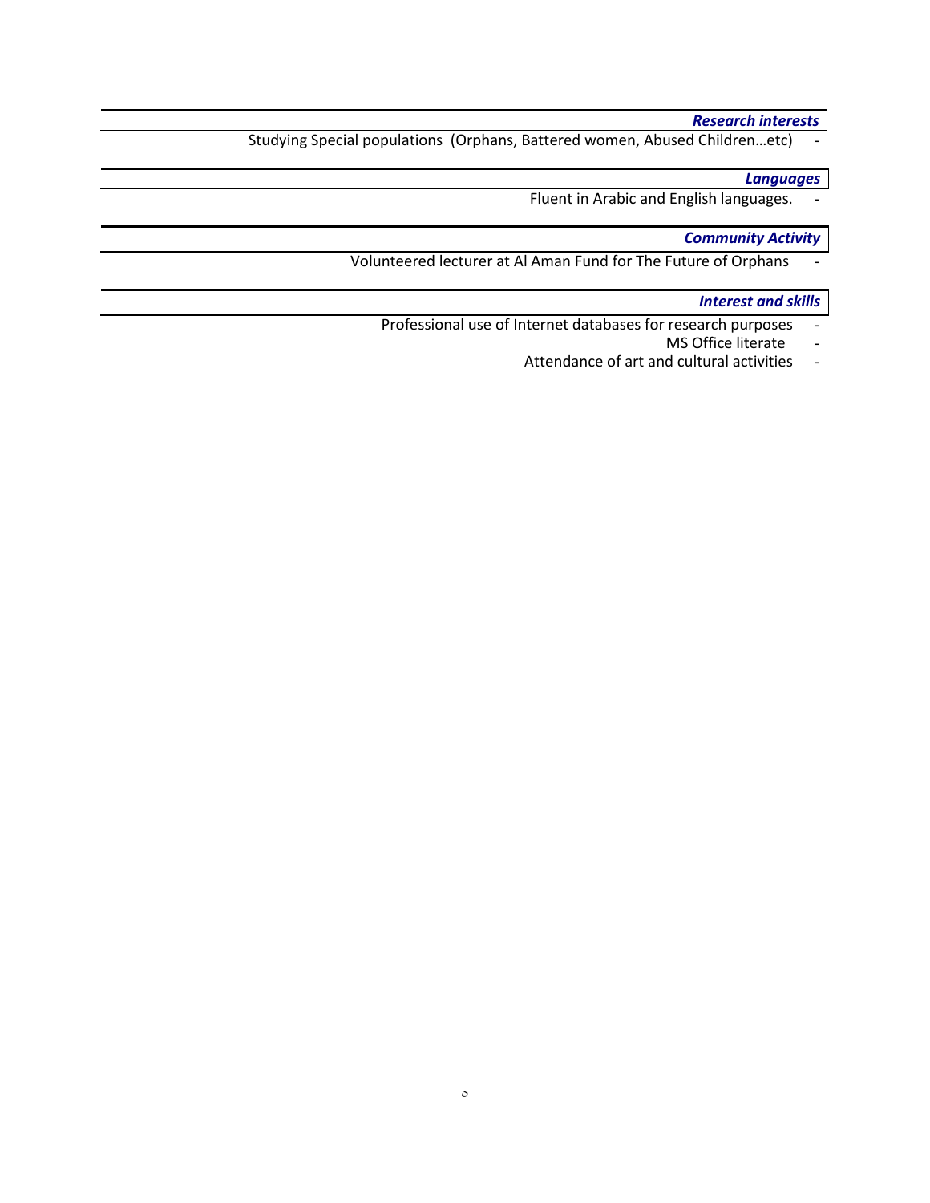### *Research interests*

- Studying Special populations (Orphans, Battered women, Abused Children…etc)

### *Languages*

- Fluent in Arabic and English languages.

### *Community Activity*

- Volunteered lecturer at Al Aman Fund for The Future of Orphans

### *Interest and skills*

- Professional use of Internet databases for research purposes
- MS Office literate
- Attendance of art and cultural activities